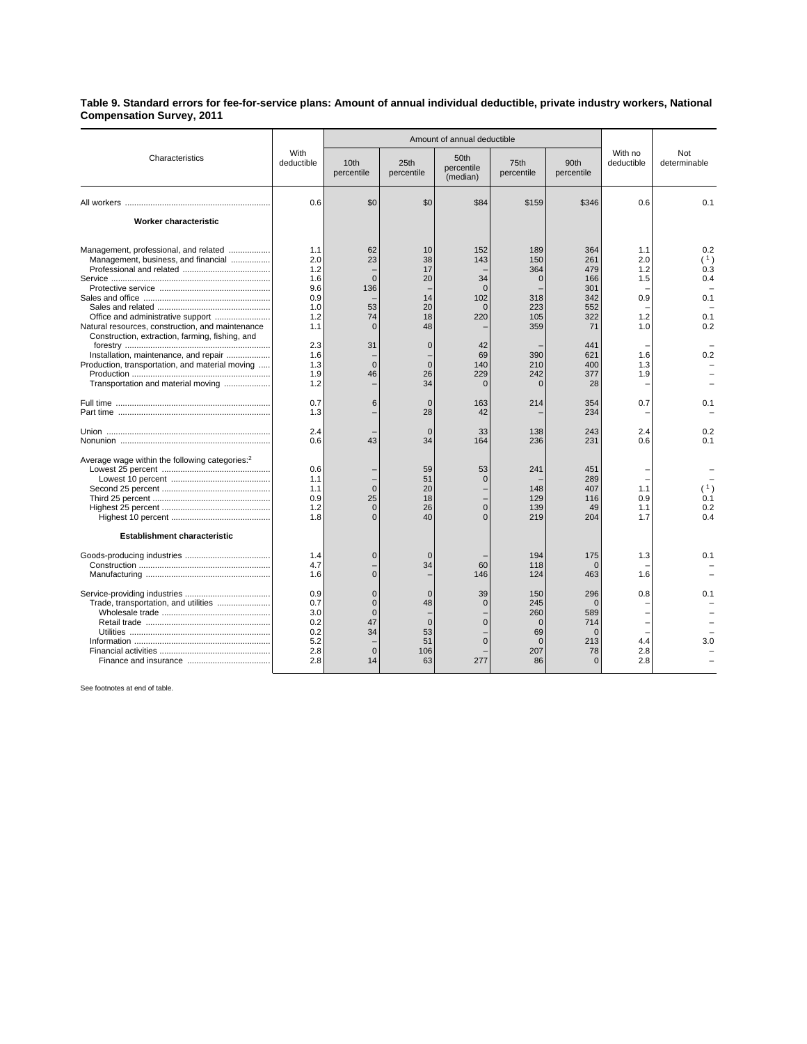**Table 9. Standard errors for fee-for-service plans: Amount of annual individual deductible, private industry workers, National Compensation Survey, 2011**

| Characteristics | With deductible | Amount of annual deductible | | | | | With no deductible | Not determinable |
|---|---|---|---|---|---|---|---|---|
| | | 10th percentile | 25th percentile | 50th percentile (median) | 75th percentile | 90th percentile | | |
| All workers | 0.6 | $0 | $0 | $84 | $159 | $346 | 0.6 | 0.1 |
| **Worker characteristic** | | | | | | | | |
| Management, professional, and related | 1.1 | 62 | 10 | 152 | 189 | 364 | 1.1 | 0.2 |
| Management, business, and financial | 2.0 | 23 | 38 | 143 | 150 | 261 | 2.0 | ( [1] ) |
| Professional and related | 1.2 | – | 17 | – | 364 | 479 | 1.2 | 0.3 |
| Service | 1.6 | 0 | 20 | 34 | 0 | 166 | 1.5 | 0.4 |
| Protective service | 9.6 | 136 | – | 0 | – | 301 | – | – |
| Sales and office | 0.9 | – | 14 | 102 | 318 | 342 | 0.9 | 0.1 |
| Sales and related | 1.0 | 53 | 20 | 0 | 223 | 552 | – | – |
| Office and administrative support | 1.2 | 74 | 18 | 220 | 105 | 322 | 1.2 | 0.1 |
| Natural resources, construction, and maintenance | 1.1 | 0 | 48 | – | 359 | 71 | 1.0 | 0.2 |
| Construction, extraction, farming, fishing, and forestry | 2.3 | 31 | 0 | 42 | – | 441 | – | – |
| Installation, maintenance, and repair | 1.6 | – | – | 69 | 390 | 621 | 1.6 | 0.2 |
| Production, transportation, and material moving | 1.3 | 0 | 0 | 140 | 210 | 400 | 1.3 | – |
| Production | 1.9 | 46 | 26 | 229 | 242 | 377 | 1.9 | – |
| Transportation and material moving | 1.2 | – | 34 | 0 | 0 | 28 | – | – |
| Full time | 0.7 | 6 | 0 | 163 | 214 | 354 | 0.7 | 0.1 |
| Part time | 1.3 | – | 28 | 42 | – | 234 | – | – |
| Union | 2.4 | – | 0 | 33 | 138 | 243 | 2.4 | 0.2 |
| Nonunion | 0.6 | 43 | 34 | 164 | 236 | 231 | 0.6 | 0.1 |
| Average wage within the following categories:[2] | | | | | | | | |
| Lowest 25 percent | 0.6 | – | 59 | 53 | 241 | 451 | – | – |
| Lowest 10 percent | 1.1 | – | 51 | 0 | – | 289 | – | – |
| Second 25 percent | 1.1 | 0 | 20 | – | 148 | 407 | 1.1 | ( [1] ) |
| Third 25 percent | 0.9 | 25 | 18 | – | 129 | 116 | 0.9 | 0.1 |
| Highest 25 percent | 1.2 | 0 | 26 | 0 | 139 | 49 | 1.1 | 0.2 |
| Highest 10 percent | 1.8 | 0 | 40 | 0 | 219 | 204 | 1.7 | 0.4 |
| **Establishment characteristic** | | | | | | | | |
| Goods-producing industries | 1.4 | 0 | 0 | – | 194 | 175 | 1.3 | 0.1 |
| Construction | 4.7 | – | 34 | 60 | 118 | 0 | – | – |
| Manufacturing | 1.6 | 0 | – | 146 | 124 | 463 | 1.6 | – |
| Service-providing industries | 0.9 | 0 | 0 | 39 | 150 | 296 | 0.8 | 0.1 |
| Trade, transportation, and utilities | 0.7 | 0 | 48 | 0 | 245 | 0 | – | – |
| Wholesale trade | 3.0 | 0 | – | – | 260 | 589 | – | – |
| Retail trade | 0.2 | 47 | 0 | 0 | 0 | 714 | – | – |
| Utilities | 0.2 | 34 | 53 | – | 69 | 0 | – | – |
| Information | 5.2 | – | 51 | 0 | 0 | 213 | 4.4 | 3.0 |
| Financial activities | 2.8 | 0 | 106 | – | 207 | 78 | 2.8 | – |
| Finance and insurance | 2.8 | 14 | 63 | 277 | 86 | 0 | 2.8 | – |

See footnotes at end of table.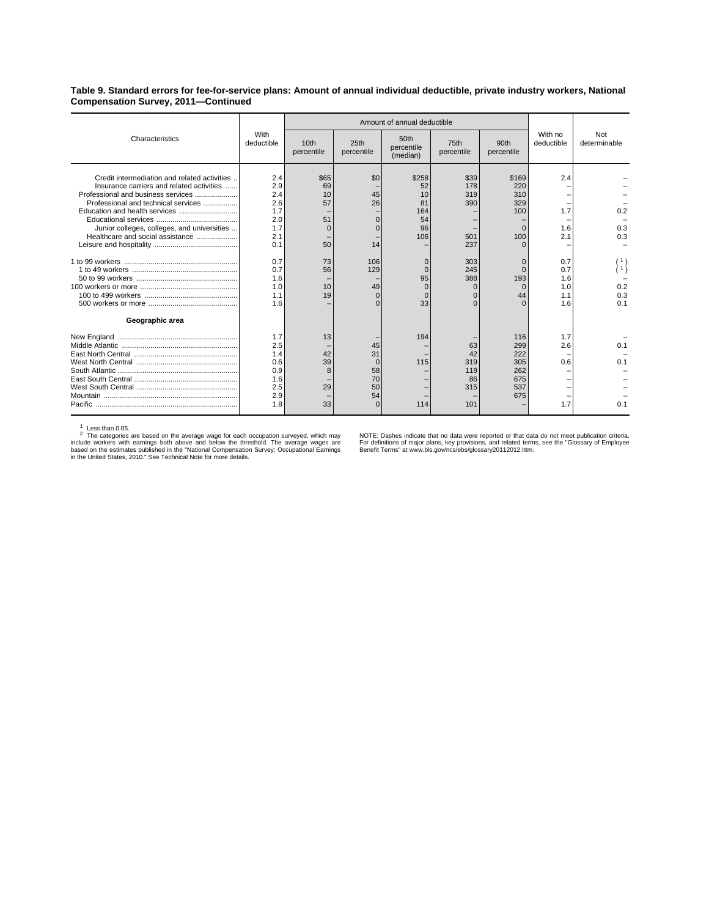**Table 9. Standard errors for fee-for-service plans: Amount of annual individual deductible, private industry workers, National Compensation Survey, 2011—Continued**

| Characteristics | With deductible | Amount of annual deductible | | | | | With no deductible | Not determinable |
|---|---|---|---|---|---|---|---|---|
| | | 10th percentile | 25th percentile | 50th percentile (median) | 75th percentile | 90th percentile | | |
| Credit intermediation and related activities | 2.4 | $65 | $0 | $258 | $39 | $169 | 2.4 | – |
| Insurance carriers and related activities | 2.9 | 69 | – | 52 | 178 | 220 | – | – |
| Professional and business services | 2.4 | 10 | 45 | 10 | 319 | 310 | – | – |
| Professional and technical services | 2.6 | 57 | 26 | 81 | 390 | 329 | – | – |
| Education and health services | 1.7 | – | – | 164 | – | 100 | 1.7 | 0.2 |
| Educational services | 2.0 | 51 | 0 | 54 | – | – | – | – |
| Junior colleges, colleges, and universities | 1.7 | 0 | 0 | 96 | – | 0 | 1.6 | 0.3 |
| Healthcare and social assistance | 2.1 | – | – | 106 | 501 | 100 | 2.1 | 0.3 |
| Leisure and hospitality | 0.1 | 50 | 14 | – | 237 | 0 | – | – |
| 1 to 99 workers | 0.7 | 73 | 106 | 0 | 303 | 0 | 0.7 | ([1]) |
| 1 to 49 workers | 0.7 | 56 | 129 | 0 | 245 | 0 | 0.7 | ([1]) |
| 50 to 99 workers | 1.6 | – | – | 95 | 388 | 193 | 1.6 | – |
| 100 workers or more | 1.0 | 10 | 49 | 0 | 0 | 0 | 1.0 | 0.2 |
| 100 to 499 workers | 1.1 | 19 | 0 | 0 | 0 | 44 | 1.1 | 0.3 |
| 500 workers or more | 1.6 | – | 0 | 33 | 0 | 0 | 1.6 | 0.1 |
| **Geographic area** | | | | | | | | |
| New England | 1.7 | 13 | – | 194 | – | 116 | 1.7 | – |
| Middle Atlantic | 2.5 | – | 45 | – | 63 | 299 | 2.6 | 0.1 |
| East North Central | 1.4 | 42 | 31 | – | 42 | 222 | – | – |
| West North Central | 0.6 | 39 | 0 | 115 | 319 | 305 | 0.6 | 0.1 |
| South Atlantic | 0.9 | 8 | 58 | – | 119 | 262 | – | – |
| East South Central | 1.6 | – | 70 | – | 86 | 675 | – | – |
| West South Central | 2.5 | 29 | 50 | – | 315 | 537 | – | – |
| Mountain | 2.9 | – | 54 | – | – | 675 | – | – |
| Pacific | 1.8 | 33 | 0 | 114 | 101 | – | 1.7 | 0.1 |

[1] Less than 0.05.

[2] The categories are based on the average wage for each occupation surveyed, which may include workers with earnings both above and below the threshold. The average wages are based on the estimates published in the "National Compensation Survey: Occupational Earnings in the United States, 2010." See Technical Note for more details.

NOTE: Dashes indicate that no data were reported or that data do not meet publication criteria. For definitions of major plans, key provisions, and related terms, see the "Glossary of Employee Benefit Terms" at www.bls.gov/ncs/ebs/glossary20112012.htm.